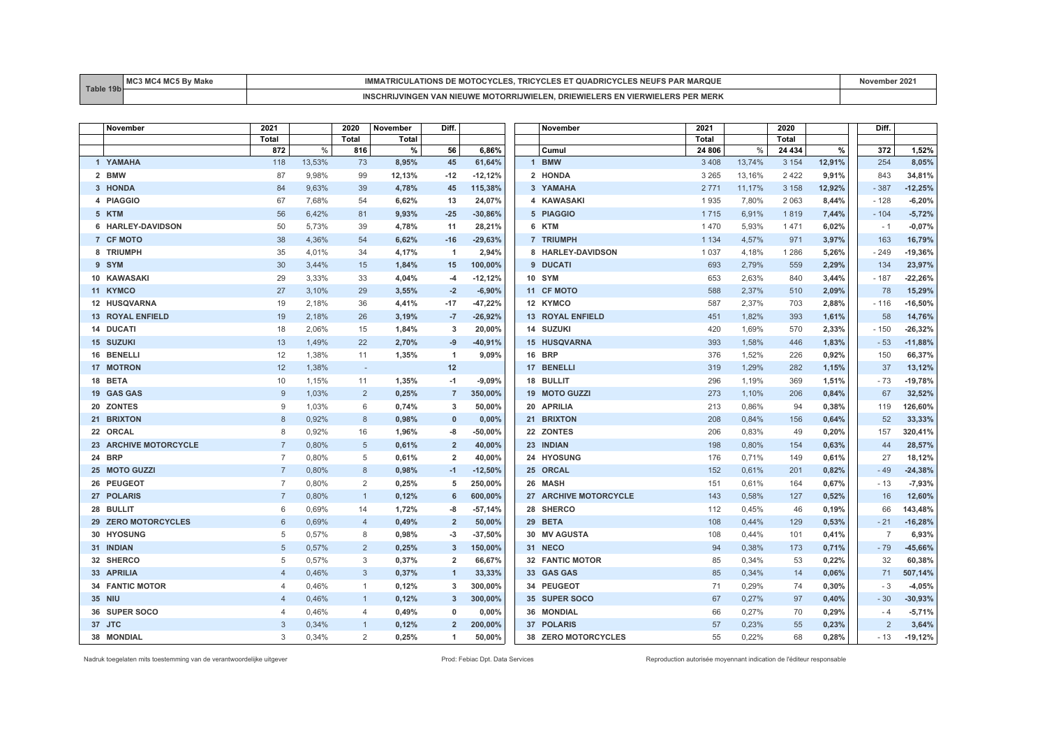| Table 19b | MC3 MC4 MC5 By Make | IMMATRICULATIONS DE MOTOCYCLES, TRICYCLES ET QUADRICYCLES NEUFS PAR MARQUE | November 2021 |
|---|---|---|---|
| | | INSCHRIJVINGEN VAN NIEUWE MOTORRIJWIELEN, DRIEWIELERS EN VIERWIELERS PER MERK | |

| | November | 2021 | | 2020 | November | Diff. | |
|---|---|---|---|---|---|---|---|
| | | Total | | Total | Total | | |
| | | 872 | % | 816 | % | 56 | 6,86% |
| 1 | YAMAHA | 118 | 13,53% | 73 | 8,95% | 45 | 61,64% |
| 2 | BMW | 87 | 9,98% | 99 | 12,13% | -12 | -12,12% |
| 3 | HONDA | 84 | 9,63% | 39 | 4,78% | 45 | 115,38% |
| 4 | PIAGGIO | 67 | 7,68% | 54 | 6,62% | 13 | 24,07% |
| 5 | KTM | 56 | 6,42% | 81 | 9,93% | -25 | -30,86% |
| 6 | HARLEY-DAVIDSON | 50 | 5,73% | 39 | 4,78% | 11 | 28,21% |
| 7 | CF MOTO | 38 | 4,36% | 54 | 6,62% | -16 | -29,63% |
| 8 | TRIUMPH | 35 | 4,01% | 34 | 4,17% | 1 | 2,94% |
| 9 | SYM | 30 | 3,44% | 15 | 1,84% | 15 | 100,00% |
| 10 | KAWASAKI | 29 | 3,33% | 33 | 4,04% | -4 | -12,12% |
| 11 | KYMCO | 27 | 3,10% | 29 | 3,55% | -2 | -6,90% |
| 12 | HUSQVARNA | 19 | 2,18% | 36 | 4,41% | -17 | -47,22% |
| 13 | ROYAL ENFIELD | 19 | 2,18% | 26 | 3,19% | -7 | -26,92% |
| 14 | DUCATI | 18 | 2,06% | 15 | 1,84% | 3 | 20,00% |
| 15 | SUZUKI | 13 | 1,49% | 22 | 2,70% | -9 | -40,91% |
| 16 | BENELLI | 12 | 1,38% | 11 | 1,35% | 1 | 9,09% |
| 17 | MOTRON | 12 | 1,38% | - | | 12 | |
| 18 | BETA | 10 | 1,15% | 11 | 1,35% | -1 | -9,09% |
| 19 | GAS GAS | 9 | 1,03% | 2 | 0,25% | 7 | 350,00% |
| 20 | ZONTES | 9 | 1,03% | 6 | 0,74% | 3 | 50,00% |
| 21 | BRIXTON | 8 | 0,92% | 8 | 0,98% | 0 | 0,00% |
| 22 | ORCAL | 8 | 0,92% | 16 | 1,96% | -8 | -50,00% |
| 23 | ARCHIVE MOTORCYCLE | 7 | 0,80% | 5 | 0,61% | 2 | 40,00% |
| 24 | BRP | 7 | 0,80% | 5 | 0,61% | 2 | 40,00% |
| 25 | MOTO GUZZI | 7 | 0,80% | 8 | 0,98% | -1 | -12,50% |
| 26 | PEUGEOT | 7 | 0,80% | 2 | 0,25% | 5 | 250,00% |
| 27 | POLARIS | 7 | 0,80% | 1 | 0,12% | 6 | 600,00% |
| 28 | BULLIT | 6 | 0,69% | 14 | 1,72% | -8 | -57,14% |
| 29 | ZERO MOTORCYCLES | 6 | 0,69% | 4 | 0,49% | 2 | 50,00% |
| 30 | HYOSUNG | 5 | 0,57% | 8 | 0,98% | -3 | -37,50% |
| 31 | INDIAN | 5 | 0,57% | 2 | 0,25% | 3 | 150,00% |
| 32 | SHERCO | 5 | 0,57% | 3 | 0,37% | 2 | 66,67% |
| 33 | APRILIA | 4 | 0,46% | 3 | 0,37% | 1 | 33,33% |
| 34 | FANTIC MOTOR | 4 | 0,46% | 1 | 0,12% | 3 | 300,00% |
| 35 | NIU | 4 | 0,46% | 1 | 0,12% | 3 | 300,00% |
| 36 | SUPER SOCO | 4 | 0,46% | 4 | 0,49% | 0 | 0,00% |
| 37 | JTC | 3 | 0,34% | 1 | 0,12% | 2 | 200,00% |
| 38 | MONDIAL | 3 | 0,34% | 2 | 0,25% | 1 | 50,00% |

| | November | 2021 | | 2020 | | Diff. | |
|---|---|---|---|---|---|---|---|
| | | Total | | Total | | | |
| | Cumul | 24 806 | % | 24 434 | % | 372 | 1,52% |
| 1 | BMW | 3 408 | 13,74% | 3 154 | 12,91% | 254 | 8,05% |
| 2 | HONDA | 3 265 | 13,16% | 2 422 | 9,91% | 843 | 34,81% |
| 3 | YAMAHA | 2 771 | 11,17% | 3 158 | 12,92% | - 387 | -12,25% |
| 4 | KAWASAKI | 1 935 | 7,80% | 2 063 | 8,44% | - 128 | -6,20% |
| 5 | PIAGGIO | 1 715 | 6,91% | 1 819 | 7,44% | - 104 | -5,72% |
| 6 | KTM | 1 470 | 5,93% | 1 471 | 6,02% | - 1 | -0,07% |
| 7 | TRIUMPH | 1 134 | 4,57% | 971 | 3,97% | 163 | 16,79% |
| 8 | HARLEY-DAVIDSON | 1 037 | 4,18% | 1 286 | 5,26% | - 249 | -19,36% |
| 9 | DUCATI | 693 | 2,79% | 559 | 2,29% | 134 | 23,97% |
| 10 | SYM | 653 | 2,63% | 840 | 3,44% | - 187 | -22,26% |
| 11 | CF MOTO | 588 | 2,37% | 510 | 2,09% | 78 | 15,29% |
| 12 | KYMCO | 587 | 2,37% | 703 | 2,88% | - 116 | -16,50% |
| 13 | ROYAL ENFIELD | 451 | 1,82% | 393 | 1,61% | 58 | 14,76% |
| 14 | SUZUKI | 420 | 1,69% | 570 | 2,33% | - 150 | -26,32% |
| 15 | HUSQVARNA | 393 | 1,58% | 446 | 1,83% | - 53 | -11,88% |
| 16 | BRP | 376 | 1,52% | 226 | 0,92% | 150 | 66,37% |
| 17 | BENELLI | 319 | 1,29% | 282 | 1,15% | 37 | 13,12% |
| 18 | BULLIT | 296 | 1,19% | 369 | 1,51% | - 73 | -19,78% |
| 19 | MOTO GUZZI | 273 | 1,10% | 206 | 0,84% | 67 | 32,52% |
| 20 | APRILIA | 213 | 0,86% | 94 | 0,38% | 119 | 126,60% |
| 21 | BRIXTON | 208 | 0,84% | 156 | 0,64% | 52 | 33,33% |
| 22 | ZONTES | 206 | 0,83% | 49 | 0,20% | 157 | 320,41% |
| 23 | INDIAN | 198 | 0,80% | 154 | 0,63% | 44 | 28,57% |
| 24 | HYOSUNG | 176 | 0,71% | 149 | 0,61% | 27 | 18,12% |
| 25 | ORCAL | 152 | 0,61% | 201 | 0,82% | - 49 | -24,38% |
| 26 | MASH | 151 | 0,61% | 164 | 0,67% | - 13 | -7,93% |
| 27 | ARCHIVE MOTORCYCLE | 143 | 0,58% | 127 | 0,52% | 16 | 12,60% |
| 28 | SHERCO | 112 | 0,45% | 46 | 0,19% | 66 | 143,48% |
| 29 | BETA | 108 | 0,44% | 129 | 0,53% | - 21 | -16,28% |
| 30 | MV AGUSTA | 108 | 0,44% | 101 | 0,41% | 7 | 6,93% |
| 31 | NECO | 94 | 0,38% | 173 | 0,71% | - 79 | -45,66% |
| 32 | FANTIC MOTOR | 85 | 0,34% | 53 | 0,22% | 32 | 60,38% |
| 33 | GAS GAS | 85 | 0,34% | 14 | 0,06% | 71 | 507,14% |
| 34 | PEUGEOT | 71 | 0,29% | 74 | 0,30% | - 3 | -4,05% |
| 35 | SUPER SOCO | 67 | 0,27% | 97 | 0,40% | - 30 | -30,93% |
| 36 | MONDIAL | 66 | 0,27% | 70 | 0,29% | - 4 | -5,71% |
| 37 | POLARIS | 57 | 0,23% | 55 | 0,23% | 2 | 3,64% |
| 38 | ZERO MOTORCYCLES | 55 | 0,22% | 68 | 0,28% | - 13 | -19,12% |

Nadruk toegelaten mits toestemming van de verantwoordelijke uitgever

Prod: Febiac Dpt. Data Services

Reproduction autorisée moyennant indication de l'éditeur responsable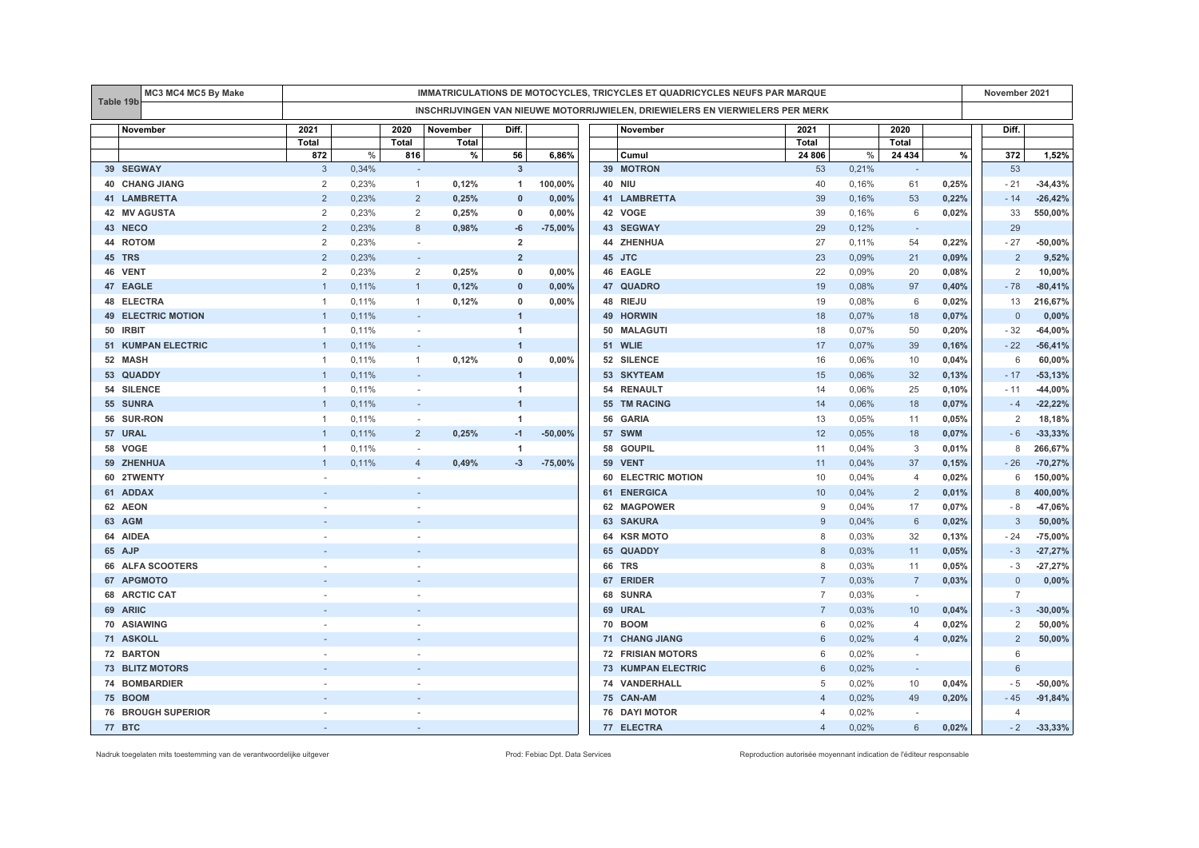| Table 19b | MC3 MC4 MC5 By Make | IMMATRICULATIONS DE MOTOCYCLES, TRICYCLES ET QUADRICYCLES NEUFS PAR MARQUE | November 2021 |
|---|---|---|---|
| | | INSCHRIJVINGEN VAN NIEUWE MOTORRIJWIELEN, DRIEWIELERS EN VIERWIELERS PER MERK | |

| | November | 2021 | | 2020 | November | Diff. | |
|---|---|---|---|---|---|---|---|
| | | Total | | Total | Total | | |
| | | 872 | % | 816 | % | 56 | 6,86% |
| 39 | SEGWAY | 3 | 0,34% | - | | 3 | |
| 40 | CHANG JIANG | 2 | 0,23% | 1 | 0,12% | 1 | 100,00% |
| 41 | LAMBRETTA | 2 | 0,23% | 2 | 0,25% | 0 | 0,00% |
| 42 | MV AGUSTA | 2 | 0,23% | 2 | 0,25% | 0 | 0,00% |
| 43 | NECO | 2 | 0,23% | 8 | 0,98% | -6 | -75,00% |
| 44 | ROTOM | 2 | 0,23% | - | | 2 | |
| 45 | TRS | 2 | 0,23% | - | | 2 | |
| 46 | VENT | 2 | 0,23% | 2 | 0,25% | 0 | 0,00% |
| 47 | EAGLE | 1 | 0,11% | 1 | 0,12% | 0 | 0,00% |
| 48 | ELECTRA | 1 | 0,11% | 1 | 0,12% | 0 | 0,00% |
| 49 | ELECTRIC MOTION | 1 | 0,11% | - | | 1 | |
| 50 | IRBIT | 1 | 0,11% | - | | 1 | |
| 51 | KUMPAN ELECTRIC | 1 | 0,11% | - | | 1 | |
| 52 | MASH | 1 | 0,11% | 1 | 0,12% | 0 | 0,00% |
| 53 | QUADDY | 1 | 0,11% | - | | 1 | |
| 54 | SILENCE | 1 | 0,11% | - | | 1 | |
| 55 | SUNRA | 1 | 0,11% | - | | 1 | |
| 56 | SUR-RON | 1 | 0,11% | - | | 1 | |
| 57 | URAL | 1 | 0,11% | 2 | 0,25% | -1 | -50,00% |
| 58 | VOGE | 1 | 0,11% | - | | 1 | |
| 59 | ZHENHUA | 1 | 0,11% | 4 | 0,49% | -3 | -75,00% |
| 60 | 2TWENTY | - | | - | | | |
| 61 | ADDAX | - | | - | | | |
| 62 | AEON | - | | - | | | |
| 63 | AGM | - | | - | | | |
| 64 | AIDEA | - | | - | | | |
| 65 | AJP | - | | - | | | |
| 66 | ALFA SCOOTERS | - | | - | | | |
| 67 | APGMOTO | - | | - | | | |
| 68 | ARCTIC CAT | - | | - | | | |
| 69 | ARIIC | - | | - | | | |
| 70 | ASIAWING | - | | - | | | |
| 71 | ASKOLL | - | | - | | | |
| 72 | BARTON | - | | - | | | |
| 73 | BLITZ MOTORS | - | | - | | | |
| 74 | BOMBARDIER | - | | - | | | |
| 75 | BOOM | - | | - | | | |
| 76 | BROUGH SUPERIOR | - | | - | | | |
| 77 | BTC | - | | - | | | |

| | November | 2021 | | 2020 | | Diff. | |
|---|---|---|---|---|---|---|---|
| | | Total | | Total | | | |
| | Cumul | 24 806 | % | 24 434 | % | 372 | 1,52% |
| 39 | MOTRON | 53 | 0,21% | - | | 53 | |
| 40 | NIU | 40 | 0,16% | 61 | 0,25% | - 21 | -34,43% |
| 41 | LAMBRETTA | 39 | 0,16% | 53 | 0,22% | - 14 | -26,42% |
| 42 | VOGE | 39 | 0,16% | 6 | 0,02% | 33 | 550,00% |
| 43 | SEGWAY | 29 | 0,12% | - | | 29 | |
| 44 | ZHENHUA | 27 | 0,11% | 54 | 0,22% | - 27 | -50,00% |
| 45 | JTC | 23 | 0,09% | 21 | 0,09% | 2 | 9,52% |
| 46 | EAGLE | 22 | 0,09% | 20 | 0,08% | 2 | 10,00% |
| 47 | QUADRO | 19 | 0,08% | 97 | 0,40% | - 78 | -80,41% |
| 48 | RIEJU | 19 | 0,08% | 6 | 0,02% | 13 | 216,67% |
| 49 | HORWIN | 18 | 0,07% | 18 | 0,07% | 0 | 0,00% |
| 50 | MALAGUTI | 18 | 0,07% | 50 | 0,20% | - 32 | -64,00% |
| 51 | WLIE | 17 | 0,07% | 39 | 0,16% | - 22 | -56,41% |
| 52 | SILENCE | 16 | 0,06% | 10 | 0,04% | 6 | 60,00% |
| 53 | SKYTEAM | 15 | 0,06% | 32 | 0,13% | - 17 | -53,13% |
| 54 | RENAULT | 14 | 0,06% | 25 | 0,10% | - 11 | -44,00% |
| 55 | TM RACING | 14 | 0,06% | 18 | 0,07% | - 4 | -22,22% |
| 56 | GARIA | 13 | 0,05% | 11 | 0,05% | 2 | 18,18% |
| 57 | SWM | 12 | 0,05% | 18 | 0,07% | - 6 | -33,33% |
| 58 | GOUPIL | 11 | 0,04% | 3 | 0,01% | 8 | 266,67% |
| 59 | VENT | 11 | 0,04% | 37 | 0,15% | - 26 | -70,27% |
| 60 | ELECTRIC MOTION | 10 | 0,04% | 4 | 0,02% | 6 | 150,00% |
| 61 | ENERGICA | 10 | 0,04% | 2 | 0,01% | 8 | 400,00% |
| 62 | MAGPOWER | 9 | 0,04% | 17 | 0,07% | - 8 | -47,06% |
| 63 | SAKURA | 9 | 0,04% | 6 | 0,02% | 3 | 50,00% |
| 64 | KSR MOTO | 8 | 0,03% | 32 | 0,13% | - 24 | -75,00% |
| 65 | QUADDY | 8 | 0,03% | 11 | 0,05% | - 3 | -27,27% |
| 66 | TRS | 8 | 0,03% | 11 | 0,05% | - 3 | -27,27% |
| 67 | ERIDER | 7 | 0,03% | 7 | 0,03% | 0 | 0,00% |
| 68 | SUNRA | 7 | 0,03% | - | | 7 | |
| 69 | URAL | 7 | 0,03% | 10 | 0,04% | - 3 | -30,00% |
| 70 | BOOM | 6 | 0,02% | 4 | 0,02% | 2 | 50,00% |
| 71 | CHANG JIANG | 6 | 0,02% | 4 | 0,02% | 2 | 50,00% |
| 72 | FRISIAN MOTORS | 6 | 0,02% | - | | 6 | |
| 73 | KUMPAN ELECTRIC | 6 | 0,02% | - | | 6 | |
| 74 | VANDERHALL | 5 | 0,02% | 10 | 0,04% | - 5 | -50,00% |
| 75 | CAN-AM | 4 | 0,02% | 49 | 0,20% | - 45 | -91,84% |
| 76 | DAYI MOTOR | 4 | 0,02% | - | | 4 | |
| 77 | ELECTRA | 4 | 0,02% | 6 | 0,02% | - 2 | -33,33% |

Nadruk toegelaten mits toestemming van de verantwoordelijke uitgever — Prod: Febiac Dpt. Data Services — Reproduction autorisée moyennant indication de l'éditeur responsable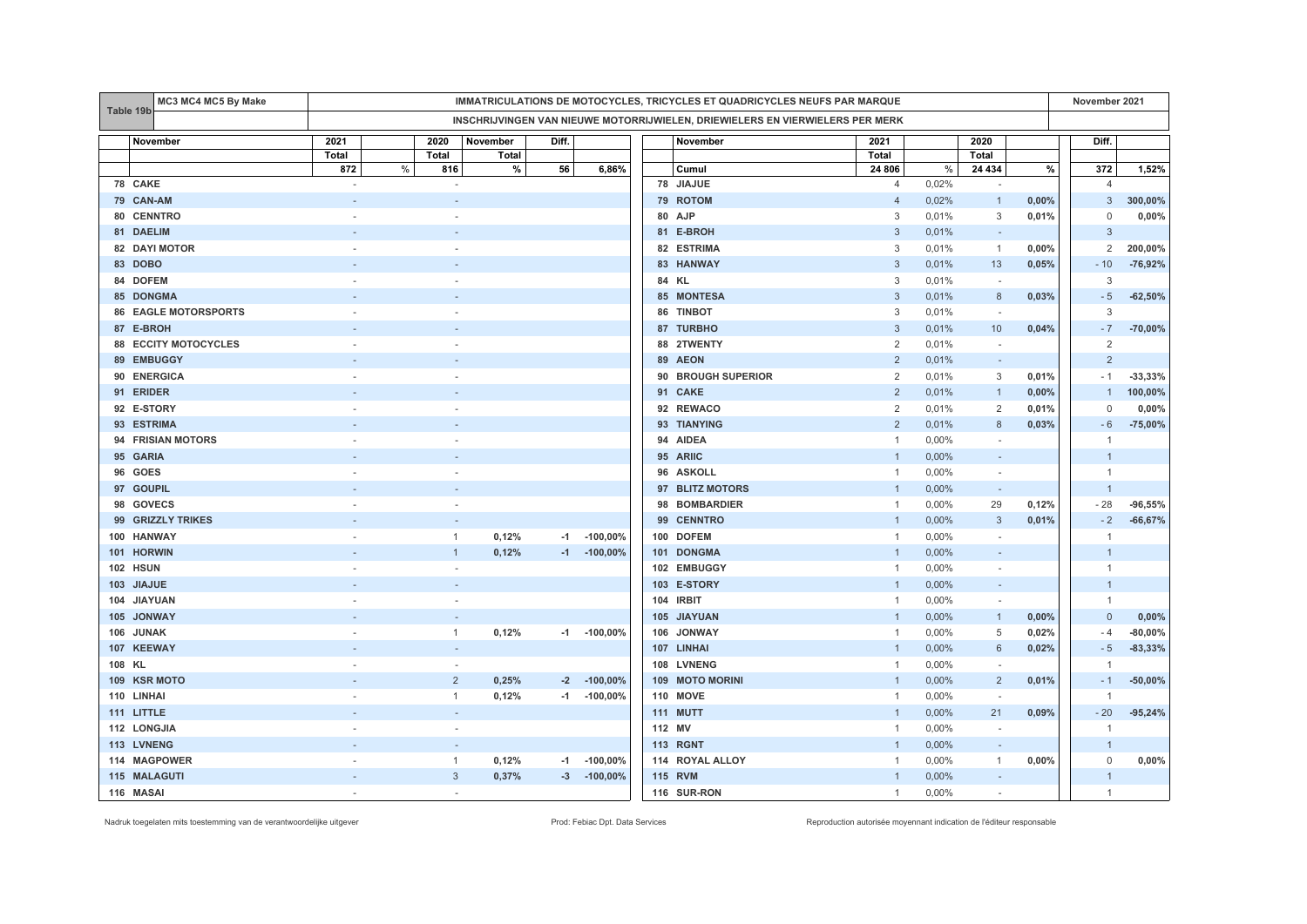| Table 19b | MC3 MC4 MC5 By Make | IMMATRICULATIONS DE MOTOCYCLES, TRICYCLES ET QUADRICYCLES NEUFS PAR MARQUE | | | | | | | | | | | | November 2021 | |
|---|---|---|---|---|---|---|---|---|---|---|---|---|---|---|---|
| | | INSCHRIJVINGEN VAN NIEUWE MOTORRIJWIELEN, DRIEWIELERS EN VIERWIELERS PER MERK | | | | | | | | | | | | | |
| | November | 2021 | | 2020 | November | Diff. | | | November | 2021 | | 2020 | | Diff. | |
| | | Total | | Total | Total | | | | | Total | | Total | | | |
| | | 872 | % | 816 | % | 56 | 6,86% | | Cumul | 24 806 | % | 24 434 | % | 372 | 1,52% |
| 78 | CAKE | - | | - | | | | 78 | JIAJUE | 4 | 0,02% | - | | 4 | |
| 79 | CAN-AM | - | | - | | | | 79 | ROTOM | 4 | 0,02% | 1 | 0,00% | 3 | 300,00% |
| 80 | CENNTRO | - | | - | | | | 80 | AJP | 3 | 0,01% | 3 | 0,01% | 0 | 0,00% |
| 81 | DAELIM | - | | - | | | | 81 | E-BROH | 3 | 0,01% | - | | 3 | |
| 82 | DAYI MOTOR | - | | - | | | | 82 | ESTRIMA | 3 | 0,01% | 1 | 0,00% | 2 | 200,00% |
| 83 | DOBO | - | | - | | | | 83 | HANWAY | 3 | 0,01% | 13 | 0,05% | - 10 | -76,92% |
| 84 | DOFEM | - | | - | | | | 84 | KL | 3 | 0,01% | - | | 3 | |
| 85 | DONGMA | - | | - | | | | 85 | MONTESA | 3 | 0,01% | 8 | 0,03% | - 5 | -62,50% |
| 86 | EAGLE MOTORSPORTS | - | | - | | | | 86 | TINBOT | 3 | 0,01% | - | | 3 | |
| 87 | E-BROH | - | | - | | | | 87 | TURBHO | 3 | 0,01% | 10 | 0,04% | - 7 | -70,00% |
| 88 | ECCITY MOTOCYCLES | - | | - | | | | 88 | 2TWENTY | 2 | 0,01% | - | | 2 | |
| 89 | EMBUGGY | - | | - | | | | 89 | AEON | 2 | 0,01% | - | | 2 | |
| 90 | ENERGICA | - | | - | | | | 90 | BROUGH SUPERIOR | 2 | 0,01% | 3 | 0,01% | - 1 | -33,33% |
| 91 | ERIDER | - | | - | | | | 91 | CAKE | 2 | 0,01% | 1 | 0,00% | 1 | 100,00% |
| 92 | E-STORY | - | | - | | | | 92 | REWACO | 2 | 0,01% | 2 | 0,01% | 0 | 0,00% |
| 93 | ESTRIMA | - | | - | | | | 93 | TIANYING | 2 | 0,01% | 8 | 0,03% | - 6 | -75,00% |
| 94 | FRISIAN MOTORS | - | | - | | | | 94 | AIDEA | 1 | 0,00% | - | | 1 | |
| 95 | GARIA | - | | - | | | | 95 | ARIIC | 1 | 0,00% | - | | 1 | |
| 96 | GOES | - | | - | | | | 96 | ASKOLL | 1 | 0,00% | - | | 1 | |
| 97 | GOUPIL | - | | - | | | | 97 | BLITZ MOTORS | 1 | 0,00% | - | | 1 | |
| 98 | GOVECS | - | | - | | | | 98 | BOMBARDIER | 1 | 0,00% | 29 | 0,12% | - 28 | -96,55% |
| 99 | GRIZZLY TRIKES | - | | - | | | | 99 | CENNTRO | 1 | 0,00% | 3 | 0,01% | - 2 | -66,67% |
| 100 | HANWAY | - | | 1 | 0,12% | -1 | -100,00% | 100 | DOFEM | 1 | 0,00% | - | | 1 | |
| 101 | HORWIN | - | | 1 | 0,12% | -1 | -100,00% | 101 | DONGMA | 1 | 0,00% | - | | 1 | |
| 102 | HSUN | - | | - | | | | 102 | EMBUGGY | 1 | 0,00% | - | | 1 | |
| 103 | JIAJUE | - | | - | | | | 103 | E-STORY | 1 | 0,00% | - | | 1 | |
| 104 | JIAYUAN | - | | - | | | | 104 | IRBIT | 1 | 0,00% | - | | 1 | |
| 105 | JONWAY | - | | - | | | | 105 | JIAYUAN | 1 | 0,00% | 1 | 0,00% | 0 | 0,00% |
| 106 | JUNAK | - | | 1 | 0,12% | -1 | -100,00% | 106 | JONWAY | 1 | 0,00% | 5 | 0,02% | - 4 | -80,00% |
| 107 | KEEWAY | - | | - | | | | 107 | LINHAI | 1 | 0,00% | 6 | 0,02% | - 5 | -83,33% |
| 108 | KL | - | | - | | | | 108 | LVNENG | 1 | 0,00% | - | | 1 | |
| 109 | KSR MOTO | - | | 2 | 0,25% | -2 | -100,00% | 109 | MOTO MORINI | 1 | 0,00% | 2 | 0,01% | - 1 | -50,00% |
| 110 | LINHAI | - | | 1 | 0,12% | -1 | -100,00% | 110 | MOVE | 1 | 0,00% | - | | 1 | |
| 111 | LITTLE | - | | - | | | | 111 | MUTT | 1 | 0,00% | 21 | 0,09% | - 20 | -95,24% |
| 112 | LONGJIA | - | | - | | | | 112 | MV | 1 | 0,00% | - | | 1 | |
| 113 | LVNENG | - | | - | | | | 113 | RGNT | 1 | 0,00% | - | | 1 | |
| 114 | MAGPOWER | - | | 1 | 0,12% | -1 | -100,00% | 114 | ROYAL ALLOY | 1 | 0,00% | 1 | 0,00% | 0 | 0,00% |
| 115 | MALAGUTI | - | | 3 | 0,37% | -3 | -100,00% | 115 | RVM | 1 | 0,00% | - | | 1 | |
| 116 | MASAI | - | | - | | | | 116 | SUR-RON | 1 | 0,00% | - | | 1 | |

Nadruk toegelaten mits toestemming van de verantwoordelijke uitgever — Prod: Febiac Dpt. Data Services — Reproduction autorisée moyennant indication de l'éditeur responsable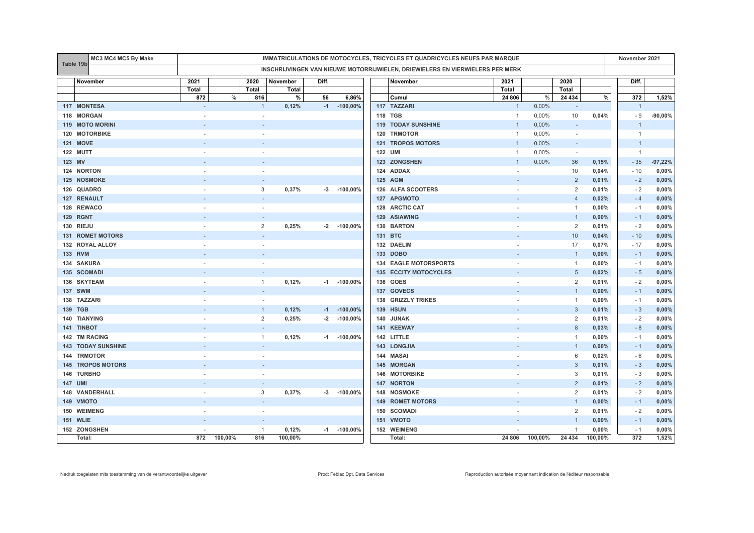| Table 19b | MC3 MC4 MC5 By Make | IMMATRICULATIONS DE MOTOCYCLES, TRICYCLES ET QUADRICYCLES NEUFS PAR MARQUE | November 2021 |
|---|---|---|---|
| | | INSCHRIJVINGEN VAN NIEUWE MOTORRIJWIELEN, DRIEWIELERS EN VIERWIELERS PER MERK | |

| | November | 2021 | | 2020 | November | Diff. | |
|---|---|---|---|---|---|---|---|
| | | Total | | Total | Total | | |
| | | 872 | % | 816 | % | 56 | 6,86% |
| 117 | MONTESA | - | | 1 | 0,12% | -1 | -100,00% |
| 118 | MORGAN | - | | - | | | |
| 119 | MOTO MORINI | - | | - | | | |
| 120 | MOTORBIKE | - | | - | | | |
| 121 | MOVE | - | | - | | | |
| 122 | MUTT | - | | - | | | |
| 123 | MV | - | | - | | | |
| 124 | NORTON | - | | - | | | |
| 125 | NOSMOKE | - | | - | | | |
| 126 | QUADRO | - | | 3 | 0,37% | -3 | -100,00% |
| 127 | RENAULT | - | | - | | | |
| 128 | REWACO | - | | - | | | |
| 129 | RGNT | - | | - | | | |
| 130 | RIEJU | - | | 2 | 0,25% | -2 | -100,00% |
| 131 | ROMET MOTORS | - | | - | | | |
| 132 | ROYAL ALLOY | - | | - | | | |
| 133 | RVM | - | | - | | | |
| 134 | SAKURA | - | | - | | | |
| 135 | SCOMADI | - | | - | | | |
| 136 | SKYTEAM | - | | 1 | 0,12% | -1 | -100,00% |
| 137 | SWM | - | | - | | | |
| 138 | TAZZARI | - | | - | | | |
| 139 | TGB | - | | 1 | 0,12% | -1 | -100,00% |
| 140 | TIANYING | - | | 2 | 0,25% | -2 | -100,00% |
| 141 | TINBOT | - | | - | | | |
| 142 | TM RACING | - | | 1 | 0,12% | -1 | -100,00% |
| 143 | TODAY SUNSHINE | - | | - | | | |
| 144 | TRMOTOR | - | | - | | | |
| 145 | TROPOS MOTORS | - | | - | | | |
| 146 | TURBHO | - | | - | | | |
| 147 | UMI | - | | - | | | |
| 148 | VANDERHALL | - | | 3 | 0,37% | -3 | -100,00% |
| 149 | VMOTO | - | | - | | | |
| 150 | WEIMENG | - | | - | | | |
| 151 | WLIE | - | | - | | | |
| 152 | ZONGSHEN | - | | 1 | 0,12% | -1 | -100,00% |
| | Total: | 872 | 100,00% | 816 | 100,00% | | |

| | November | 2021 | | 2020 | | Diff. | |
|---|---|---|---|---|---|---|---|
| | | Total | | Total | | | |
| | Cumul | 24 806 | % | 24 434 | % | 372 | 1,52% |
| 117 | TAZZARI | 1 | 0,00% | - | | 1 | |
| 118 | TGB | 1 | 0,00% | 10 | 0,04% | - 9 | -90,00% |
| 119 | TODAY SUNSHINE | 1 | 0,00% | - | | 1 | |
| 120 | TRMOTOR | 1 | 0,00% | - | | 1 | |
| 121 | TROPOS MOTORS | 1 | 0,00% | - | | 1 | |
| 122 | UMI | 1 | 0,00% | - | | 1 | |
| 123 | ZONGSHEN | 1 | 0,00% | 36 | 0,15% | - 35 | -97,22% |
| 124 | ADDAX | - | | 10 | 0,04% | - 10 | 0,00% |
| 125 | AGM | - | | 2 | 0,01% | - 2 | 0,00% |
| 126 | ALFA SCOOTERS | - | | 2 | 0,01% | - 2 | 0,00% |
| 127 | APGMOTO | - | | 4 | 0,02% | - 4 | 0,00% |
| 128 | ARCTIC CAT | - | | 1 | 0,00% | - 1 | 0,00% |
| 129 | ASIAWING | - | | 1 | 0,00% | - 1 | 0,00% |
| 130 | BARTON | - | | 2 | 0,01% | - 2 | 0,00% |
| 131 | BTC | - | | 10 | 0,04% | - 10 | 0,00% |
| 132 | DAELIM | - | | 17 | 0,07% | - 17 | 0,00% |
| 133 | DOBO | - | | 1 | 0,00% | - 1 | 0,00% |
| 134 | EAGLE MOTORSPORTS | - | | 1 | 0,00% | - 1 | 0,00% |
| 135 | ECCITY MOTOCYCLES | - | | 5 | 0,02% | - 5 | 0,00% |
| 136 | GOES | - | | 2 | 0,01% | - 2 | 0,00% |
| 137 | GOVECS | - | | 1 | 0,00% | - 1 | 0,00% |
| 138 | GRIZZLY TRIKES | - | | 1 | 0,00% | - 1 | 0,00% |
| 139 | HSUN | - | | 3 | 0,01% | - 3 | 0,00% |
| 140 | JUNAK | - | | 2 | 0,01% | - 2 | 0,00% |
| 141 | KEEWAY | - | | 8 | 0,03% | - 8 | 0,00% |
| 142 | LITTLE | - | | 1 | 0,00% | - 1 | 0,00% |
| 143 | LONGJIA | - | | 1 | 0,00% | - 1 | 0,00% |
| 144 | MASAI | - | | 6 | 0,02% | - 6 | 0,00% |
| 145 | MORGAN | - | | 3 | 0,01% | - 3 | 0,00% |
| 146 | MOTORBIKE | - | | 3 | 0,01% | - 3 | 0,00% |
| 147 | NORTON | - | | 2 | 0,01% | - 2 | 0,00% |
| 148 | NOSMOKE | - | | 2 | 0,01% | - 2 | 0,00% |
| 149 | ROMET MOTORS | - | | 1 | 0,00% | - 1 | 0,00% |
| 150 | SCOMADI | - | | 2 | 0,01% | - 2 | 0,00% |
| 151 | VMOTO | - | | 1 | 0,00% | - 1 | 0,00% |
| 152 | WEIMENG | - | | 1 | 0,00% | - 1 | 0,00% |
| | Total: | 24 806 | 100,00% | 24 434 | 100,00% | 372 | 1,52% |

Nadruk toegelaten mits toestemming van de verantwoordelijke uitgever

Prod: Febiac Dpt. Data Services

Reproduction autorisée moyennant indication de l'éditeur responsable